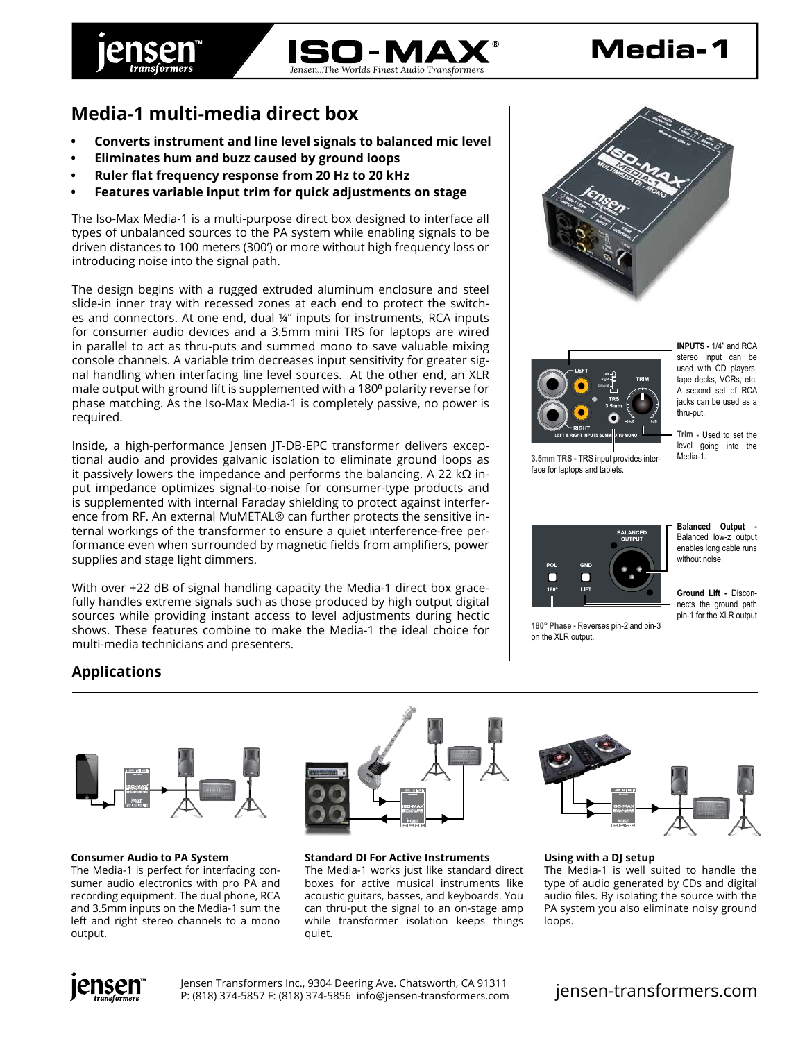# Media-1 multi-media direct box

- **Converts instrument and line level signals to balanced mic level**
- **Eliminates hum and buzz caused by ground loops**
- **Ruler flat frequency response from 20 Hz to 20 kHz**
- **Features variable input trim for quick adjustments on stage**

The Iso-Max Media-1 is a multi-purpose direct box designed to interface all types of unbalanced sources to the PA system while enabling signals to be driven distances to 100 meters (300') or more without high frequency loss or introducing noise into the signal path.

The design begins with a rugged extruded aluminum enclosure and steel slide-in inner tray with recessed zones at each end to protect the switches and connectors. At one end, dual ¼" inputs for instruments, RCA inputs for consumer audio devices and a 3.5mm mini TRS for laptops are wired in parallel to act as thru-puts and summed mono to save valuable mixing console channels. A variable trim decreases input sensitivity for greater signal handling when interfacing line level sources. At the other end, an XLR male output with ground lift is supplemented with a 180º polarity reverse for phase matching. As the Iso-Max Media-1 is completely passive, no power is required.

Inside, a high-performance Jensen JT-DB-EPC transformer delivers exceptional audio and provides galvanic isolation to eliminate ground loops as it passively lowers the impedance and performs the balancing. A 22 kΩ input impedance optimizes signal-to-noise for consumer-type products and is supplemented with internal Faraday shielding to protect against interference from RF. An external MuMETAL® can further protects the sensitive internal workings of the transformer to ensure a quiet interference-free performance even when surrounded by magnetic fields from amplifiers, power supplies and stage light dimmers.

With over +22 dB of signal handling capacity the Media-1 direct box gracefully handles extreme signals such as those produced by high output digital sources while providing instant access to level adjustments during hectic shows. These features combine to make the Media-1 the ideal choice for multi-media technicians and presenters.

**INPUTS -** 1/4" and RCA stereo input can be used with CD players, tape decks, VCRs, etc. A second set of RCA jacks can be used as a thru-put.

**Trim -** Used to set the level going into the Media-1.

**3.5mm TRS -** TRS input provides interface for laptops and tablets.

**Balanced Output -** Balanced low-z output enables long cable runs without noise.

**Ground Lift -** Disconnects the ground path pin-1 for the XLR output

**180° Phase -** Reverses pin-2 and pin-3 on the XLR output.

## Applications

**Consumer Audio to PA System**
The Media-1 is perfect for interfacing consumer audio electronics with pro PA and recording equipment. The dual phone, RCA and 3.5mm inputs on the Media-1 sum the left and right stereo channels to a mono output.

**Standard DI For Active Instruments**
The Media-1 works just like standard direct boxes for active musical instruments like acoustic guitars, basses, and keyboards. You can thru-put the signal to an on-stage amp while transformer isolation keeps things quiet.

**Using with a DJ setup**
The Media-1 is well suited to handle the type of audio generated by CDs and digital audio files. By isolating the source with the PA system you also eliminate noisy ground loops.

Jensen Transformers Inc., 9304 Deering Ave. Chatsworth, CA 91311
P: (818) 374-5857 F: (818) 374-5856 info@jensen-transformers.com

jensen-transformers.com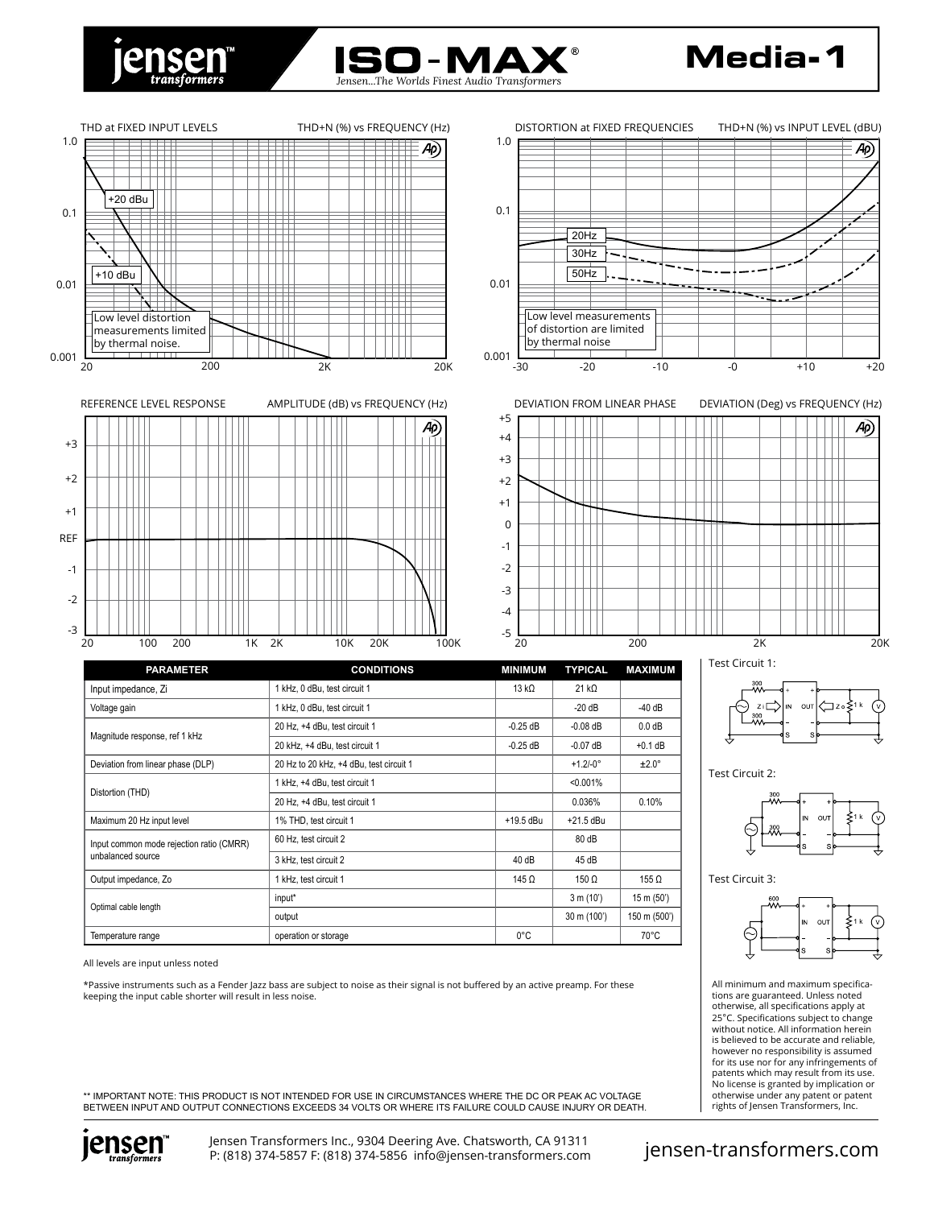# Media-1

ISO-MAX®

*Jensen...The Worlds Finest Audio Transformers*

THD at FIXED INPUT LEVELS

THD+N (%) vs FREQUENCY (Hz)

1.0
0.1
0.01
0.001
20
200
2K
20K

+20 dBu
+10 dBu
Low level distortion measurements limited by thermal noise.

DISTORTION at FIXED FREQUENCIES

THD+N (%) vs INPUT LEVEL (dBU)

1.0
0.1
0.01
0.001
-30
-20
-10
-0
+10
+20

20Hz
30Hz
50Hz
Low level measurements of distortion are limited by thermal noise

REFERENCE LEVEL RESPONSE

AMPLITUDE (dB) vs FREQUENCY (Hz)

+3
+2
+1
REF
-1
-2
-3
20
100
200
1K
2K
10K
20K
100K

DEVIATION FROM LINEAR PHASE

DEVIATION (Deg) vs FREQUENCY (Hz)

+5
+4
+3
+2
+1
0
-1
-2
-3
-4
-5
20
200
2K
20K

| PARAMETER | CONDITIONS | MINIMUM | TYPICAL | MAXIMUM |
|---|---|---|---|---|
| Input impedance, Zi | 1 kHz, 0 dBu, test circuit 1 | 13 kΩ | 21 kΩ | |
| Voltage gain | 1 kHz, 0 dBu, test circuit 1 | | -20 dB | -40 dB |
| Magnitude response, ref 1 kHz | 20 Hz, +4 dBu, test circuit 1 | -0.25 dB | -0.08 dB | 0.0 dB |
| | 20 kHz, +4 dBu, test circuit 1 | -0.25 dB | -0.07 dB | +0.1 dB |
| Deviation from linear phase (DLP) | 20 Hz to 20 kHz, +4 dBu, test circuit 1 | | +1.2/-0° | ±2.0° |
| Distortion (THD) | 1 kHz, +4 dBu, test circuit 1 | | <0.001% | |
| | 20 Hz, +4 dBu, test circuit 1 | | 0.036% | 0.10% |
| Maximum 20 Hz input level | 1% THD, test circuit 1 | +19.5 dBu | +21.5 dBu | |
| Input common mode rejection ratio (CMRR) unbalanced source | 60 Hz, test circuit 2 | | 80 dB | |
| | 3 kHz, test circuit 2 | 40 dB | 45 dB | |
| Output impedance, Zo | 1 kHz, test circuit 1 | 145 Ω | 150 Ω | 155 Ω |
| Optimal cable length | input* | | 3 m (10') | 15 m (50') |
| | output | | 30 m (100') | 150 m (500') |
| Temperature range | operation or storage | 0°C | | 70°C |

All levels are input unless noted

*Passive instruments such as a Fender Jazz bass are subject to noise as their signal is not buffered by an active preamp. For these keeping the input cable shorter will result in less noise.

Test Circuit 1:

300
300
Zi
IN
OUT
Zo
1 k
V
S
S

Test Circuit 2:

300
300
IN
OUT
1 k
V
S
S

Test Circuit 3:

600
IN
OUT
1 k
V
S
S

All minimum and maximum specifications are guaranteed. Unless noted otherwise, all specifications apply at 25°C. Specifications subject to change without notice. All information herein is believed to be accurate and reliable, however no responsibility is assumed for its use nor for any infringements of patents which may result from its use. No license is granted by implication or otherwise under any patent or patent rights of Jensen Transformers, Inc.

** IMPORTANT NOTE: THIS PRODUCT IS NOT INTENDED FOR USE IN CIRCUMSTANCES WHERE THE DC OR PEAK AC VOLTAGE BETWEEN INPUT AND OUTPUT CONNECTIONS EXCEEDS 34 VOLTS OR WHERE ITS FAILURE COULD CAUSE INJURY OR DEATH.

Jensen Transformers Inc., 9304 Deering Ave. Chatsworth, CA 91311
P: (818) 374-5857 F: (818) 374-5856 info@jensen-transformers.com

jensen-transformers.com